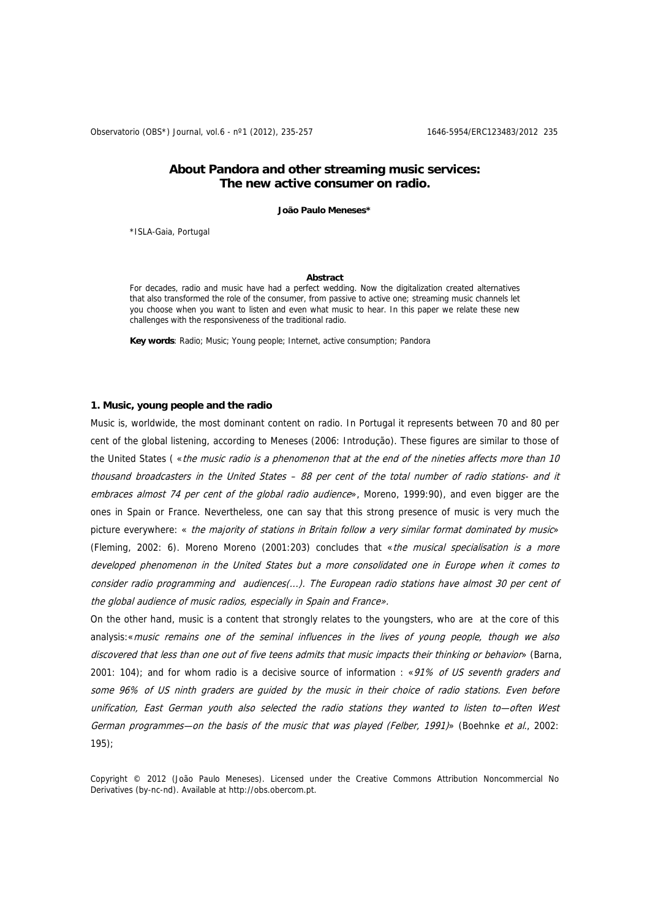# About Pandora and other streaming music services: The new active consumer on radio.

**João Paulo Meneses***

*ISLA-Gaia, Portugal

**Abstract**

For decades, radio and music have had a perfect wedding. Now the digitalization created alternatives that also transformed the role of the consumer, from passive to active one; streaming music channels let you choose when you want to listen and even what music to hear. In this paper we relate these new challenges with the responsiveness of the traditional radio.

**Key words**: Radio; Music; Young people; Internet, active consumption; Pandora

## 1. Music, young people and the radio

Music is, worldwide, the most dominant content on radio. In Portugal it represents between 70 and 80 per cent of the global listening, according to Meneses (2006: Introdução). These figures are similar to those of the United States ( «*the music radio is a phenomenon that at the end of the nineties affects more than 10 thousand broadcasters in the United States – 88 per cent of the total number of radio stations- and it embraces almost 74 per cent of the global radio audience*», Moreno, 1999:90), and even bigger are the ones in Spain or France. Nevertheless, one can say that this strong presence of music is very much the picture everywhere: « *the majority of stations in Britain follow a very similar format dominated by music*» (Fleming, 2002: 6). Moreno Moreno (2001:203) concludes that «*the musical specialisation is a more developed phenomenon in the United States but a more consolidated one in Europe when it comes to consider radio programming and audiences(...). The European radio stations have almost 30 per cent of the global audience of music radios, especially in Spain and France*».

On the other hand, music is a content that strongly relates to the youngsters, who are at the core of this analysis:«*music remains one of the seminal influences in the lives of young people, though we also discovered that less than one out of five teens admits that music impacts their thinking or behavior*» (Barna, 2001: 104); and for whom radio is a decisive source of information : «*91% of US seventh graders and some 96% of US ninth graders are guided by the music in their choice of radio stations. Even before unification, East German youth also selected the radio stations they wanted to listen to—often West German programmes—on the basis of the music that was played (Felber, 1991)*» (Boehnke *et al.*, 2002: 195);

Copyright © 2012 (João Paulo Meneses). Licensed under the Creative Commons Attribution Noncommercial No Derivatives (by-nc-nd). Available at http://obs.obercom.pt.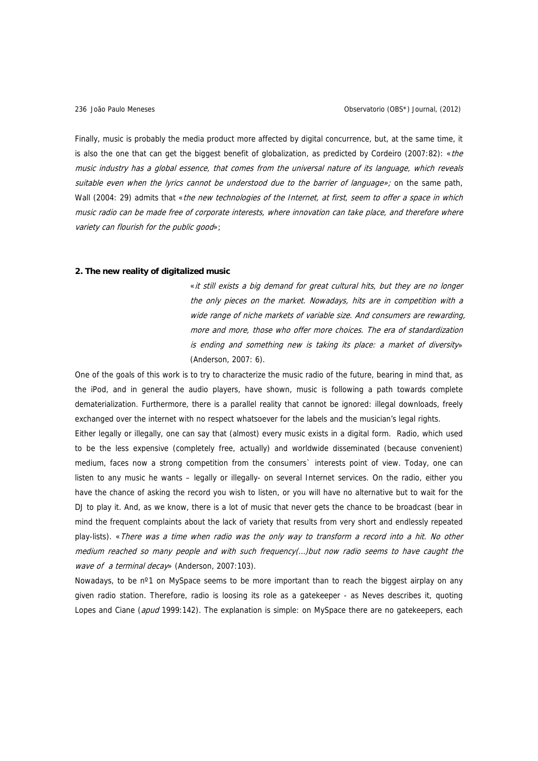Finally, music is probably the media product more affected by digital concurrence, but, at the same time, it is also the one that can get the biggest benefit of globalization, as predicted by Cordeiro (2007:82): «*the music industry has a global essence, that comes from the universal nature of its language, which reveals suitable even when the lyrics cannot be understood due to the barrier of language*»; on the same path, Wall (2004: 29) admits that «*the new technologies of the Internet, at first, seem to offer a space in which music radio can be made free of corporate interests, where innovation can take place, and therefore where variety can flourish for the public good*»;

## 2. The new reality of digitalized music

> «*it still exists a big demand for great cultural hits, but they are no longer the only pieces on the market. Nowadays, hits are in competition with a wide range of niche markets of variable size. And consumers are rewarding, more and more, those who offer more choices. The era of standardization is ending and something new is taking its place: a market of diversity*» (Anderson, 2007: 6).

One of the goals of this work is to try to characterize the music radio of the future, bearing in mind that, as the iPod, and in general the audio players, have shown, music is following a path towards complete dematerialization. Furthermore, there is a parallel reality that cannot be ignored: illegal downloads, freely exchanged over the internet with no respect whatsoever for the labels and the musician's legal rights.

Either legally or illegally, one can say that (almost) every music exists in a digital form. Radio, which used to be the less expensive (completely free, actually) and worldwide disseminated (because convenient) medium, faces now a strong competition from the consumers` interests point of view. Today, one can listen to any music he wants – legally or illegally- on several Internet services. On the radio, either you have the chance of asking the record you wish to listen, or you will have no alternative but to wait for the DJ to play it. And, as we know, there is a lot of music that never gets the chance to be broadcast (bear in mind the frequent complaints about the lack of variety that results from very short and endlessly repeated play-lists). «*There was a time when radio was the only way to transform a record into a hit. No other medium reached so many people and with such frequency(...)but now radio seems to have caught the wave of a terminal decay*» (Anderson, 2007:103).

Nowadays, to be nº1 on MySpace seems to be more important than to reach the biggest airplay on any given radio station. Therefore, radio is loosing its role as a gatekeeper - as Neves describes it, quoting Lopes and Ciane (*apud* 1999:142). The explanation is simple: on MySpace there are no gatekeepers, each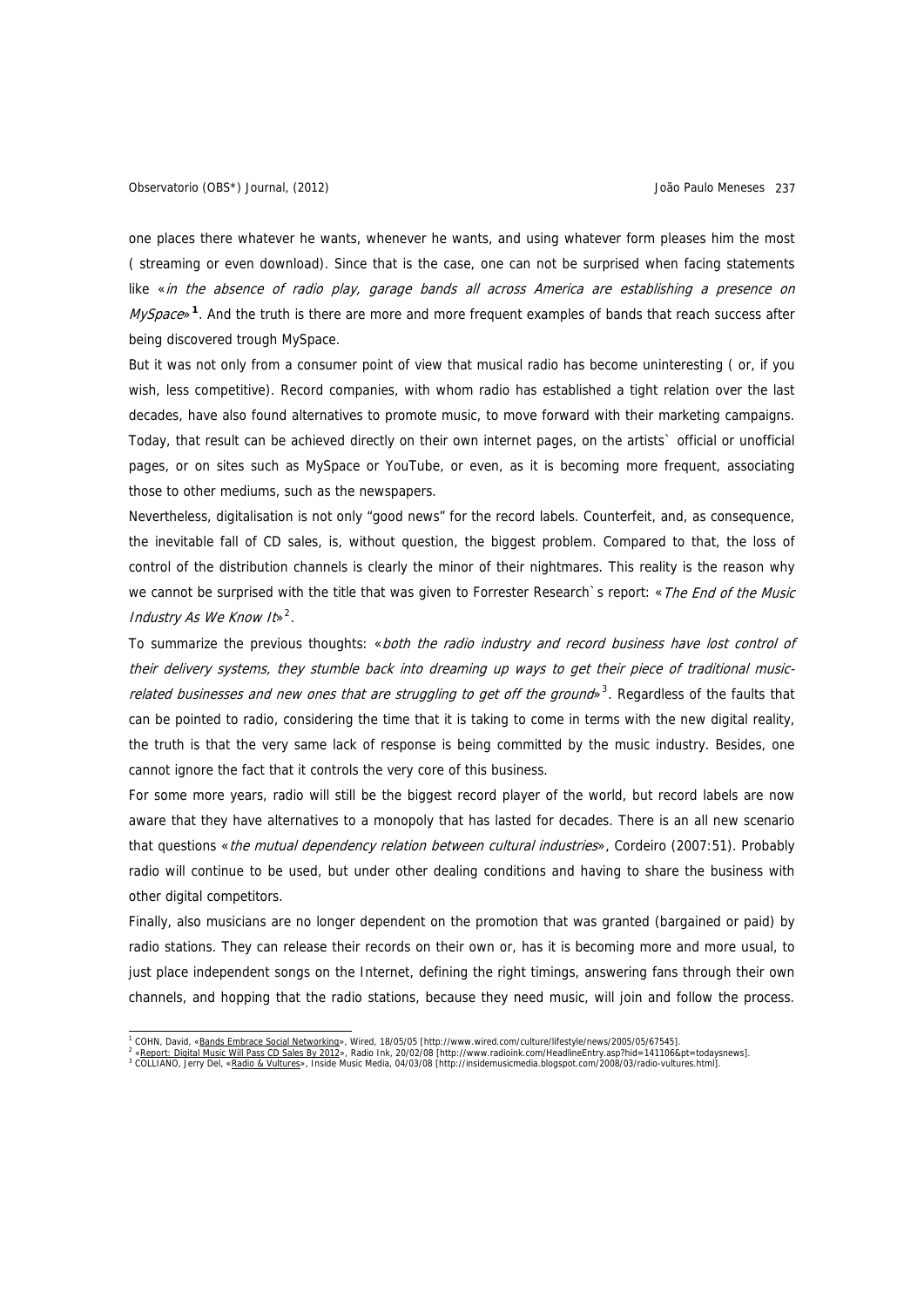one places there whatever he wants, whenever he wants, and using whatever form pleases him the most ( streaming or even download). Since that is the case, one can not be surprised when facing statements like «*in the absence of radio play, garage bands all across America are establishing a presence on MySpace*»[1]. And the truth is there are more and more frequent examples of bands that reach success after being discovered trough MySpace.

But it was not only from a consumer point of view that musical radio has become uninteresting ( or, if you wish, less competitive). Record companies, with whom radio has established a tight relation over the last decades, have also found alternatives to promote music, to move forward with their marketing campaigns. Today, that result can be achieved directly on their own internet pages, on the artists` official or unofficial pages, or on sites such as MySpace or YouTube, or even, as it is becoming more frequent, associating those to other mediums, such as the newspapers.

Nevertheless, digitalisation is not only "good news" for the record labels. Counterfeit, and, as consequence, the inevitable fall of CD sales, is, without question, the biggest problem. Compared to that, the loss of control of the distribution channels is clearly the minor of their nightmares. This reality is the reason why we cannot be surprised with the title that was given to Forrester Research`s report: «*The End of the Music Industry As We Know It*»[2].

To summarize the previous thoughts: «*both the radio industry and record business have lost control of their delivery systems, they stumble back into dreaming up ways to get their piece of traditional music-related businesses and new ones that are struggling to get off the ground*»[3]. Regardless of the faults that can be pointed to radio, considering the time that it is taking to come in terms with the new digital reality, the truth is that the very same lack of response is being committed by the music industry. Besides, one cannot ignore the fact that it controls the very core of this business.

For some more years, radio will still be the biggest record player of the world, but record labels are now aware that they have alternatives to a monopoly that has lasted for decades. There is an all new scenario that questions «*the mutual dependency relation between cultural industries*», Cordeiro (2007:51). Probably radio will continue to be used, but under other dealing conditions and having to share the business with other digital competitors.

Finally, also musicians are no longer dependent on the promotion that was granted (bargained or paid) by radio stations. They can release their records on their own or, has it is becoming more and more usual, to just place independent songs on the Internet, defining the right timings, answering fans through their own channels, and hopping that the radio stations, because they need music, will join and follow the process.

---

[1] COHN, David, «Bands Embrace Social Networking», Wired, 18/05/05 [http://www.wired.com/culture/lifestyle/news/2005/05/67545].

[2] «Report: Digital Music Will Pass CD Sales By 2012», Radio Ink, 20/02/08 [http://www.radioink.com/HeadlineEntry.asp?hid=141106&pt=todaysnews].

[3] COLLIANO, Jerry Del, «Radio & Vultures», Inside Music Media, 04/03/08 [http://insidemusicmedia.blogspot.com/2008/03/radio-vultures.html].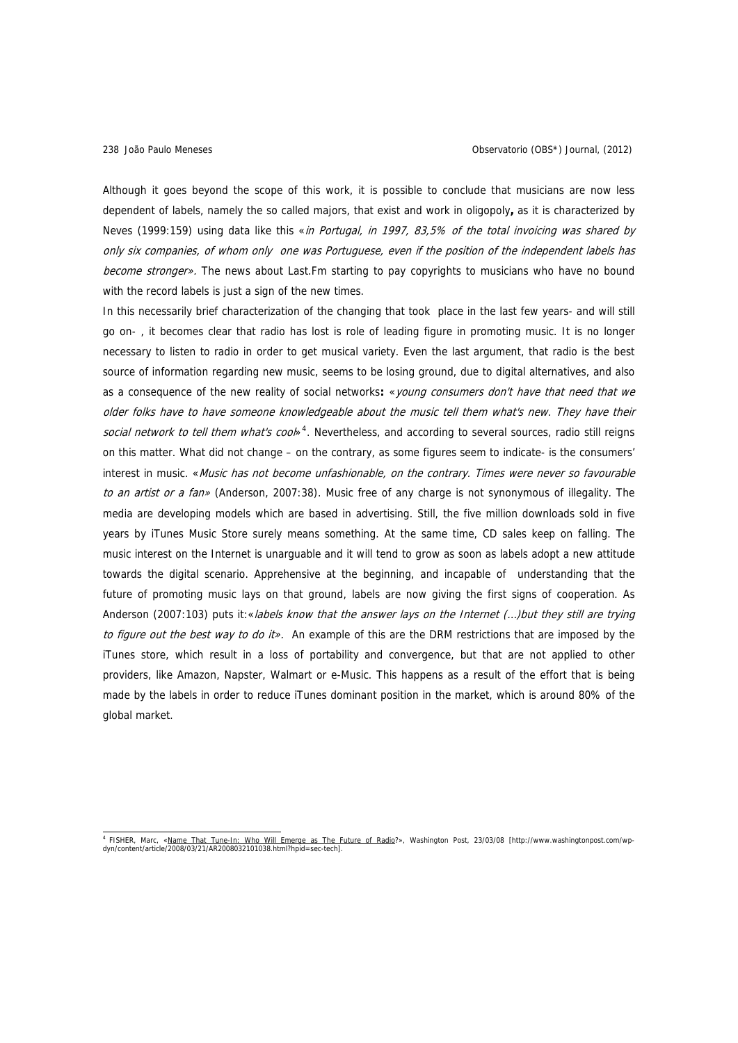Although it goes beyond the scope of this work, it is possible to conclude that musicians are now less dependent of labels, namely the so called majors, that exist and work in oligopoly**,** as it is characterized by Neves (1999:159) using data like this «*in Portugal, in 1997, 83,5% of the total invoicing was shared by only six companies, of whom only one was Portuguese, even if the position of the independent labels has become stronger*». The news about Last.Fm starting to pay copyrights to musicians who have no bound with the record labels is just a sign of the new times.

In this necessarily brief characterization of the changing that took place in the last few years- and will still go on- , it becomes clear that radio has lost is role of leading figure in promoting music. It is no longer necessary to listen to radio in order to get musical variety. Even the last argument, that radio is the best source of information regarding new music, seems to be losing ground, due to digital alternatives, and also as a consequence of the new reality of social networks**:** «*young consumers don't have that need that we older folks have to have someone knowledgeable about the music tell them what's new. They have their social network to tell them what's cool*»[4]. Nevertheless, and according to several sources, radio still reigns on this matter. What did not change – on the contrary, as some figures seem to indicate- is the consumers' interest in music. «*Music has not become unfashionable, on the contrary. Times were never so favourable to an artist or a fan*» (Anderson, 2007:38). Music free of any charge is not synonymous of illegality. The media are developing models which are based in advertising. Still, the five million downloads sold in five years by iTunes Music Store surely means something. At the same time, CD sales keep on falling. The music interest on the Internet is unarguable and it will tend to grow as soon as labels adopt a new attitude towards the digital scenario. Apprehensive at the beginning, and incapable of understanding that the future of promoting music lays on that ground, labels are now giving the first signs of cooperation. As Anderson (2007:103) puts it:«*labels know that the answer lays on the Internet (...)but they still are trying to figure out the best way to do it*». An example of this are the DRM restrictions that are imposed by the iTunes store, which result in a loss of portability and convergence, but that are not applied to other providers, like Amazon, Napster, Walmart or e-Music. This happens as a result of the effort that is being made by the labels in order to reduce iTunes dominant position in the market, which is around 80% of the global market.

---

[4] FISHER, Marc, «Name That Tune-In: Who Will Emerge as The Future of Radio?», Washington Post, 23/03/08 [http://www.washingtonpost.com/wp-dyn/content/article/2008/03/21/AR2008032101038.html?hpid=sec-tech].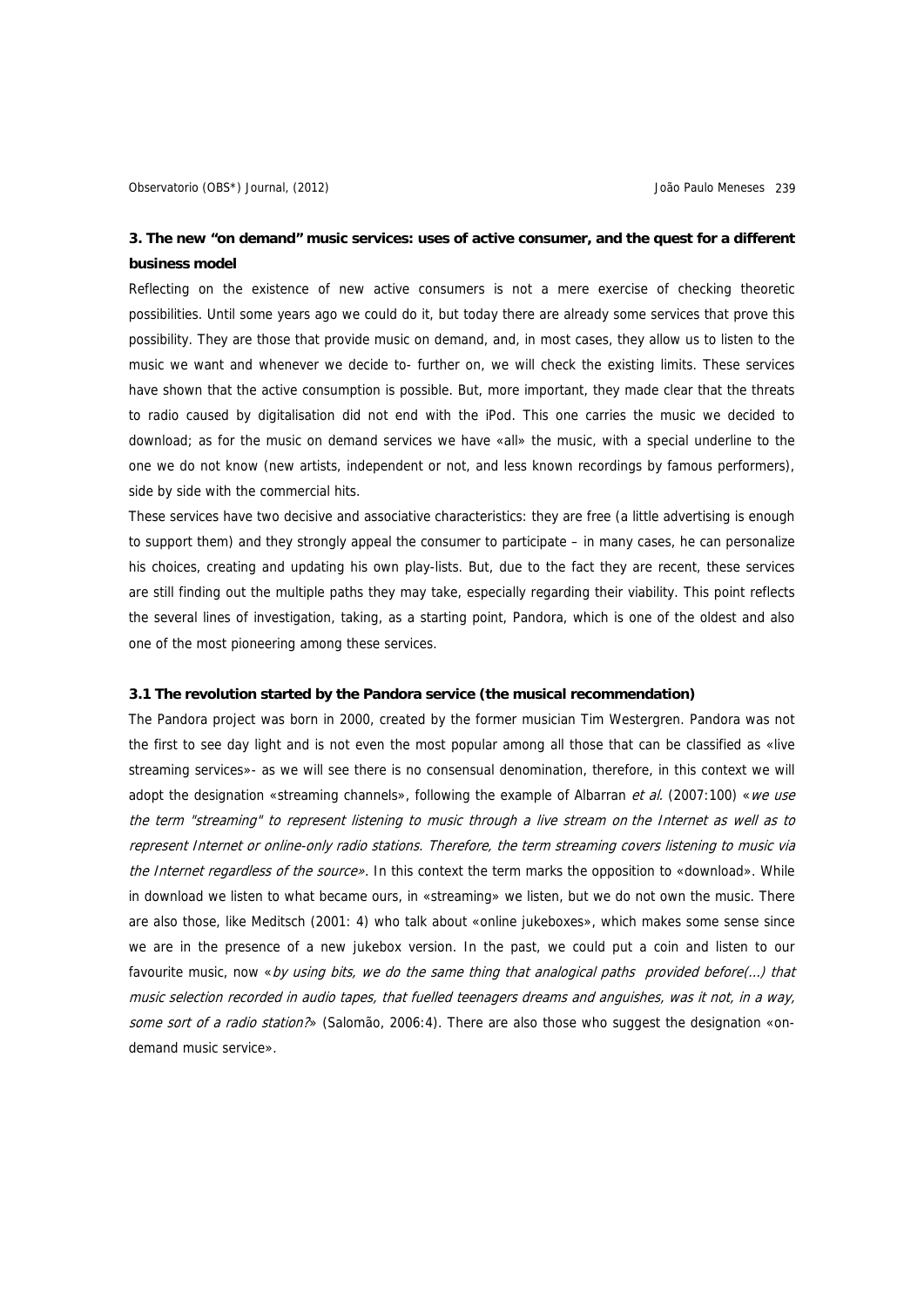## 3. The new "on demand" music services: uses of active consumer, and the quest for a different business model

Reflecting on the existence of new active consumers is not a mere exercise of checking theoretic possibilities. Until some years ago we could do it, but today there are already some services that prove this possibility. They are those that provide music on demand, and, in most cases, they allow us to listen to the music we want and whenever we decide to- further on, we will check the existing limits. These services have shown that the active consumption is possible. But, more important, they made clear that the threats to radio caused by digitalisation did not end with the iPod. This one carries the music we decided to download; as for the music on demand services we have «all» the music, with a special underline to the one we do not know (new artists, independent or not, and less known recordings by famous performers), side by side with the commercial hits.

These services have two decisive and associative characteristics: they are free (a little advertising is enough to support them) and they strongly appeal the consumer to participate – in many cases, he can personalize his choices, creating and updating his own play-lists. But, due to the fact they are recent, these services are still finding out the multiple paths they may take, especially regarding their viability. This point reflects the several lines of investigation, taking, as a starting point, Pandora, which is one of the oldest and also one of the most pioneering among these services.

### 3.1 The revolution started by the Pandora service (the musical recommendation)

The Pandora project was born in 2000, created by the former musician Tim Westergren. Pandora was not the first to see day light and is not even the most popular among all those that can be classified as «live streaming services»- as we will see there is no consensual denomination, therefore, in this context we will adopt the designation «streaming channels», following the example of Albarran *et al.* (2007:100) «*we use the term "streaming" to represent listening to music through a live stream on the Internet as well as to represent Internet or online-only radio stations. Therefore, the term streaming covers listening to music via the Internet regardless of the source*». In this context the term marks the opposition to «download». While in download we listen to what became ours, in «streaming» we listen, but we do not own the music. There are also those, like Meditsch (2001: 4) who talk about «online jukeboxes», which makes some sense since we are in the presence of a new jukebox version. In the past, we could put a coin and listen to our favourite music, now «*by using bits, we do the same thing that analogical paths provided before(...) that music selection recorded in audio tapes, that fuelled teenagers dreams and anguishes, was it not, in a way, some sort of a radio station?*» (Salomão, 2006:4). There are also those who suggest the designation «on-demand music service».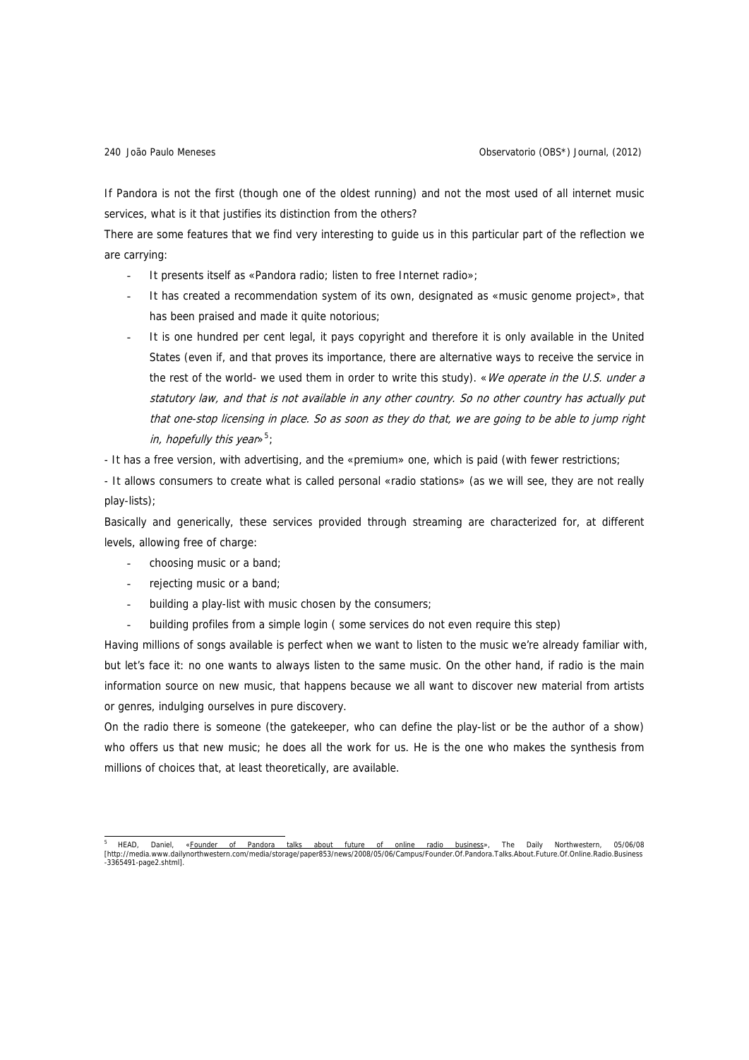If Pandora is not the first (though one of the oldest running) and not the most used of all internet music services, what is it that justifies its distinction from the others?

There are some features that we find very interesting to guide us in this particular part of the reflection we are carrying:

- It presents itself as «Pandora radio; listen to free Internet radio»;
- It has created a recommendation system of its own, designated as «music genome project», that has been praised and made it quite notorious;
- It is one hundred per cent legal, it pays copyright and therefore it is only available in the United States (even if, and that proves its importance, there are alternative ways to receive the service in the rest of the world- we used them in order to write this study). «*We operate in the U.S. under a statutory law, and that is not available in any other country. So no other country has actually put that one-stop licensing in place. So as soon as they do that, we are going to be able to jump right in, hopefully this year*»[5];

- It has a free version, with advertising, and the «premium» one, which is paid (with fewer restrictions;

- It allows consumers to create what is called personal «radio stations» (as we will see, they are not really play-lists);

Basically and generically, these services provided through streaming are characterized for, at different levels, allowing free of charge:

- choosing music or a band;
- rejecting music or a band;
- building a play-list with music chosen by the consumers;
- building profiles from a simple login ( some services do not even require this step)

Having millions of songs available is perfect when we want to listen to the music we're already familiar with, but let's face it: no one wants to always listen to the same music. On the other hand, if radio is the main information source on new music, that happens because we all want to discover new material from artists or genres, indulging ourselves in pure discovery.

On the radio there is someone (the gatekeeper, who can define the play-list or be the author of a show) who offers us that new music; he does all the work for us. He is the one who makes the synthesis from millions of choices that, at least theoretically, are available.

---

[5] HEAD, Daniel, «Founder of Pandora talks about future of online radio business», The Daily Northwestern, 05/06/08 [http://media.www.dailynorthwestern.com/media/storage/paper853/news/2008/05/06/Campus/Founder.Of.Pandora.Talks.About.Future.Of.Online.Radio.Business-3365491-page2.shtml].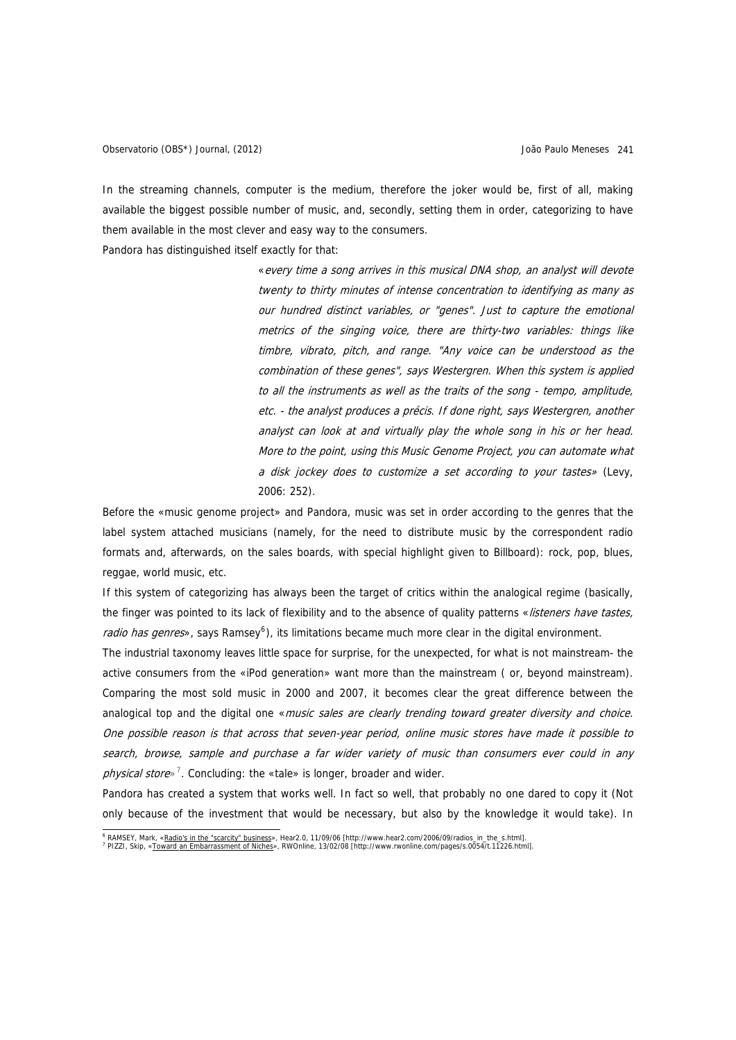In the streaming channels, computer is the medium, therefore the joker would be, first of all, making available the biggest possible number of music, and, secondly, setting them in order, categorizing to have them available in the most clever and easy way to the consumers.

Pandora has distinguished itself exactly for that:

> «*every time a song arrives in this musical DNA shop, an analyst will devote twenty to thirty minutes of intense concentration to identifying as many as our hundred distinct variables, or "genes". Just to capture the emotional metrics of the singing voice, there are thirty-two variables: things like timbre, vibrato, pitch, and range. "Any voice can be understood as the combination of these genes", says Westergren. When this system is applied to all the instruments as well as the traits of the song - tempo, amplitude, etc. - the analyst produces a précis. If done right, says Westergren, another analyst can look at and virtually play the whole song in his or her head. More to the point, using this Music Genome Project, you can automate what a disk jockey does to customize a set according to your tastes*» (Levy, 2006: 252).

Before the «music genome project» and Pandora, music was set in order according to the genres that the label system attached musicians (namely, for the need to distribute music by the correspondent radio formats and, afterwards, on the sales boards, with special highlight given to Billboard): rock, pop, blues, reggae, world music, etc.

If this system of categorizing has always been the target of critics within the analogical regime (basically, the finger was pointed to its lack of flexibility and to the absence of quality patterns «*listeners have tastes, radio has genres*», says Ramsey[6]), its limitations became much more clear in the digital environment.

The industrial taxonomy leaves little space for surprise, for the unexpected, for what is not mainstream- the active consumers from the «iPod generation» want more than the mainstream ( or, beyond mainstream). Comparing the most sold music in 2000 and 2007, it becomes clear the great difference between the analogical top and the digital one «*music sales are clearly trending toward greater diversity and choice. One possible reason is that across that seven-year period, online music stores have made it possible to search, browse, sample and purchase a far wider variety of music than consumers ever could in any physical store*»[7]. Concluding: the «tale» is longer, broader and wider.

Pandora has created a system that works well. In fact so well, that probably no one dared to copy it (Not only because of the investment that would be necessary, but also by the knowledge it would take). In

[6] RAMSEY, Mark, «Radio's in the "scarcity" business», Hear2.0, 11/09/06 [http://www.hear2.com/2006/09/radios_in_the_s.html].

[7] PIZZI, Skip, «Toward an Embarrassment of Niches», RWOnline, 13/02/08 [http://www.rwonline.com/pages/s.0054/t.11226.html].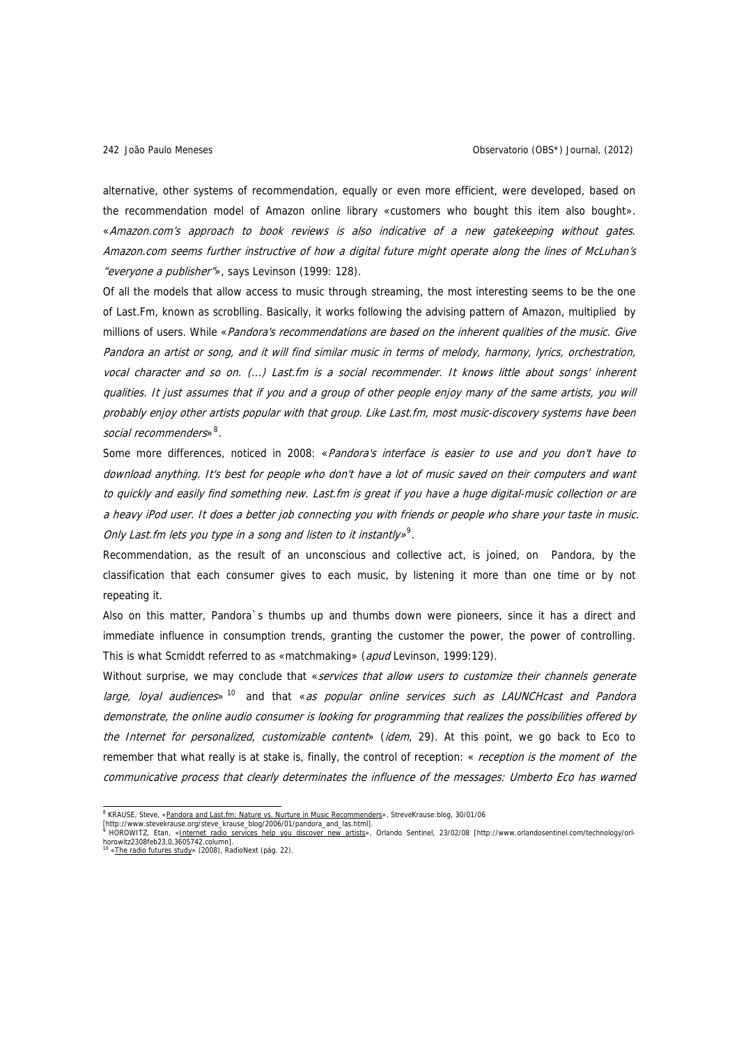alternative, other systems of recommendation, equally or even more efficient, were developed, based on the recommendation model of Amazon online library «customers who bought this item also bought». «*Amazon.com's approach to book reviews is also indicative of a new gatekeeping without gates. Amazon.com seems further instructive of how a digital future might operate along the lines of McLuhan's "everyone a publisher"*», says Levinson (1999: 128).

Of all the models that allow access to music through streaming, the most interesting seems to be the one of Last.Fm, known as scroblling. Basically, it works following the advising pattern of Amazon, multiplied by millions of users. While «*Pandora's recommendations are based on the inherent qualities of the music. Give Pandora an artist or song, and it will find similar music in terms of melody, harmony, lyrics, orchestration, vocal character and so on. (...) Last.fm is a social recommender. It knows little about songs' inherent qualities. It just assumes that if you and a group of other people enjoy many of the same artists, you will probably enjoy other artists popular with that group. Like Last.fm, most music-discovery systems have been social recommenders*»[8].

Some more differences, noticed in 2008: «*Pandora's interface is easier to use and you don't have to download anything. It's best for people who don't have a lot of music saved on their computers and want to quickly and easily find something new. Last.fm is great if you have a huge digital-music collection or are a heavy iPod user. It does a better job connecting you with friends or people who share your taste in music. Only Last.fm lets you type in a song and listen to it instantly*»[9].

Recommendation, as the result of an unconscious and collective act, is joined, on Pandora, by the classification that each consumer gives to each music, by listening it more than one time or by not repeating it.

Also on this matter, Pandora`s thumbs up and thumbs down were pioneers, since it has a direct and immediate influence in consumption trends, granting the customer the power, the power of controlling. This is what Scmiddt referred to as «matchmaking» (*apud* Levinson, 1999:129).

Without surprise, we may conclude that «*services that allow users to customize their channels generate large, loyal audiences*»[10] and that «*as popular online services such as LAUNCHcast and Pandora demonstrate, the online audio consumer is looking for programming that realizes the possibilities offered by the Internet for personalized, customizable content*» (*idem*, 29). At this point, we go back to Eco to remember that what really is at stake is, finally, the control of reception: « *reception is the moment of the communicative process that clearly determinates the influence of the messages: Umberto Eco has warned*

---

[8] KRAUSE, Steve, «Pandora and Last.fm: Nature vs. Nurture in Music Recommenders», SteveKrause:blog, 30/01/06 [http://www.stevekrause.org/steve_krause_blog/2006/01/pandora_and_las.html].

[9] HOROWITZ, Etan, «Internet radio services help you discover new artists», Orlando Sentinel, 23/02/08 [http://www.orlandosentinel.com/technology/orl-horowitz2308feb23,0,3605742.column].

[10] «The radio futures study» (2008), RadioNext (pág. 22).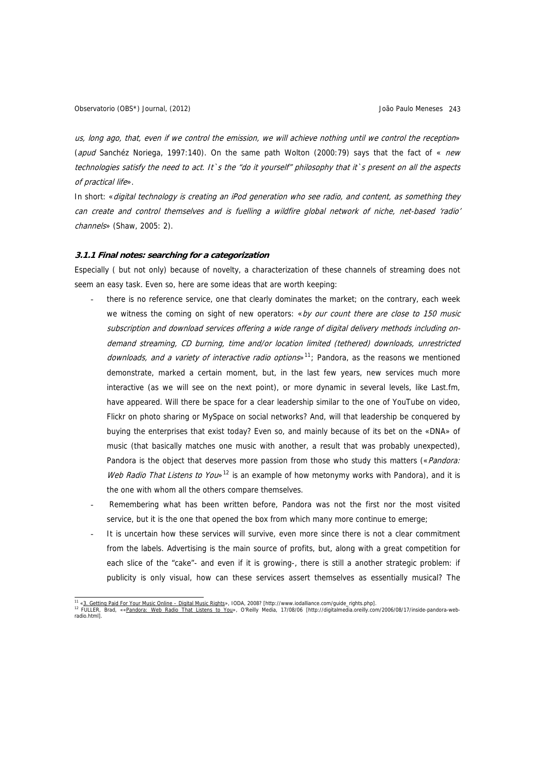*us, long ago, that, even if we control the emission, we will achieve nothing until we control the reception*» (*apud* Sanchéz Noriega, 1997:140). On the same path Wolton (2000:79) says that the fact of « *new technologies satisfy the need to act. It`s the "do it yourself" philosophy that it`s present on all the aspects of practical life*».

In short: «*digital technology is creating an iPod generation who see radio, and content, as something they can create and control themselves and is fuelling a wildfire global network of niche, net-based 'radio' channels*» (Shaw, 2005: 2).

### 3.1.1 Final notes: searching for a categorization

Especially ( but not only) because of novelty, a characterization of these channels of streaming does not seem an easy task. Even so, here are some ideas that are worth keeping:

- there is no reference service, one that clearly dominates the market; on the contrary, each week we witness the coming on sight of new operators: «*by our count there are close to 150 music subscription and download services offering a wide range of digital delivery methods including on-demand streaming, CD burning, time and/or location limited (tethered) downloads, unrestricted downloads, and a variety of interactive radio options*»[11]; Pandora, as the reasons we mentioned demonstrate, marked a certain moment, but, in the last few years, new services much more interactive (as we will see on the next point), or more dynamic in several levels, like Last.fm, have appeared. Will there be space for a clear leadership similar to the one of YouTube on video, Flickr on photo sharing or MySpace on social networks? And, will that leadership be conquered by buying the enterprises that exist today? Even so, and mainly because of its bet on the «DNA» of music (that basically matches one music with another, a result that was probably unexpected), Pandora is the object that deserves more passion from those who study this matters («*Pandora: Web Radio That Listens to You*»[12] is an example of how metonymy works with Pandora), and it is the one with whom all the others compare themselves.
- Remembering what has been written before, Pandora was not the first nor the most visited service, but it is the one that opened the box from which many more continue to emerge;
- It is uncertain how these services will survive, even more since there is not a clear commitment from the labels. Advertising is the main source of profits, but, along with a great competition for each slice of the "cake"- and even if it is growing-, there is still a another strategic problem: if publicity is only visual, how can these services assert themselves as essentially musical? The

---

[11] «3. Getting Paid For Your Music Online – Digital Music Rights», IODA, 2008? [http://www.iodalliance.com/guide_rights.php].

[12] FULLER, Brad, ««Pandora: Web Radio That Listens to You», O'Reilly Media, 17/08/06 [http://digitalmedia.oreilly.com/2006/08/17/inside-pandora-web-radio.html].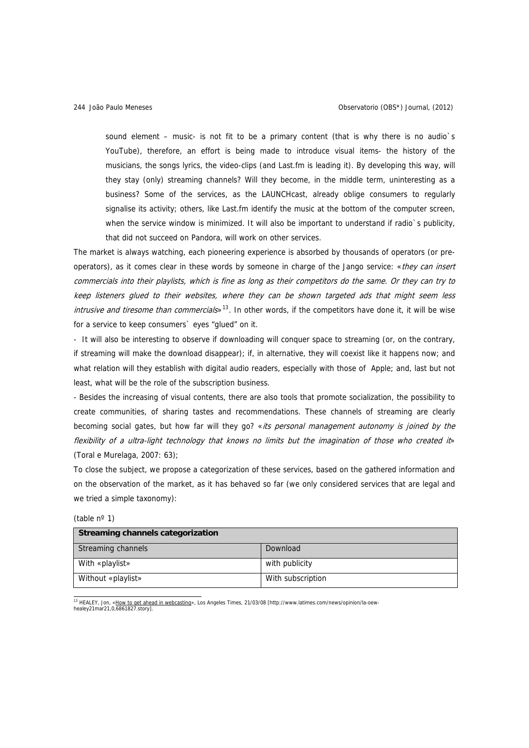sound element – music- is not fit to be a primary content (that is why there is no audio`s YouTube), therefore, an effort is being made to introduce visual items- the history of the musicians, the songs lyrics, the video-clips (and Last.fm is leading it). By developing this way, will they stay (only) streaming channels? Will they become, in the middle term, uninteresting as a business? Some of the services, as the LAUNCHcast, already oblige consumers to regularly signalise its activity; others, like Last.fm identify the music at the bottom of the computer screen, when the service window is minimized. It will also be important to understand if radio`s publicity, that did not succeed on Pandora, will work on other services.

The market is always watching, each pioneering experience is absorbed by thousands of operators (or pre-operators), as it comes clear in these words by someone in charge of the Jango service: «*they can insert commercials into their playlists, which is fine as long as their competitors do the same. Or they can try to keep listeners glued to their websites, where they can be shown targeted ads that might seem less intrusive and tiresome than commercials*»[13]. In other words, if the competitors have done it, it will be wise for a service to keep consumers` eyes "glued" on it.

- It will also be interesting to observe if downloading will conquer space to streaming (or, on the contrary, if streaming will make the download disappear); if, in alternative, they will coexist like it happens now; and what relation will they establish with digital audio readers, especially with those of Apple; and, last but not least, what will be the role of the subscription business.

- Besides the increasing of visual contents, there are also tools that promote socialization, the possibility to create communities, of sharing tastes and recommendations. These channels of streaming are clearly becoming social gates, but how far will they go? «*its personal management autonomy is joined by the flexibility of a ultra-light technology that knows no limits but the imagination of those who created it*» (Toral e Murelaga, 2007: 63);

To close the subject, we propose a categorization of these services, based on the gathered information and on the observation of the market, as it has behaved so far (we only considered services that are legal and we tried a simple taxonomy):

(table nº 1)

| **Streaming channels categorization** | |
|---|---|
| Streaming channels | Download |
| With «playlist» | with publicity |
| Without «playlist» | With subscription |

[13] HEALEY, Jon, «How to get ahead in webcasting», Los Angeles Times, 21/03/08 [http://www.latimes.com/news/opinion/la-oew-healey21mar21,0,6861827.story].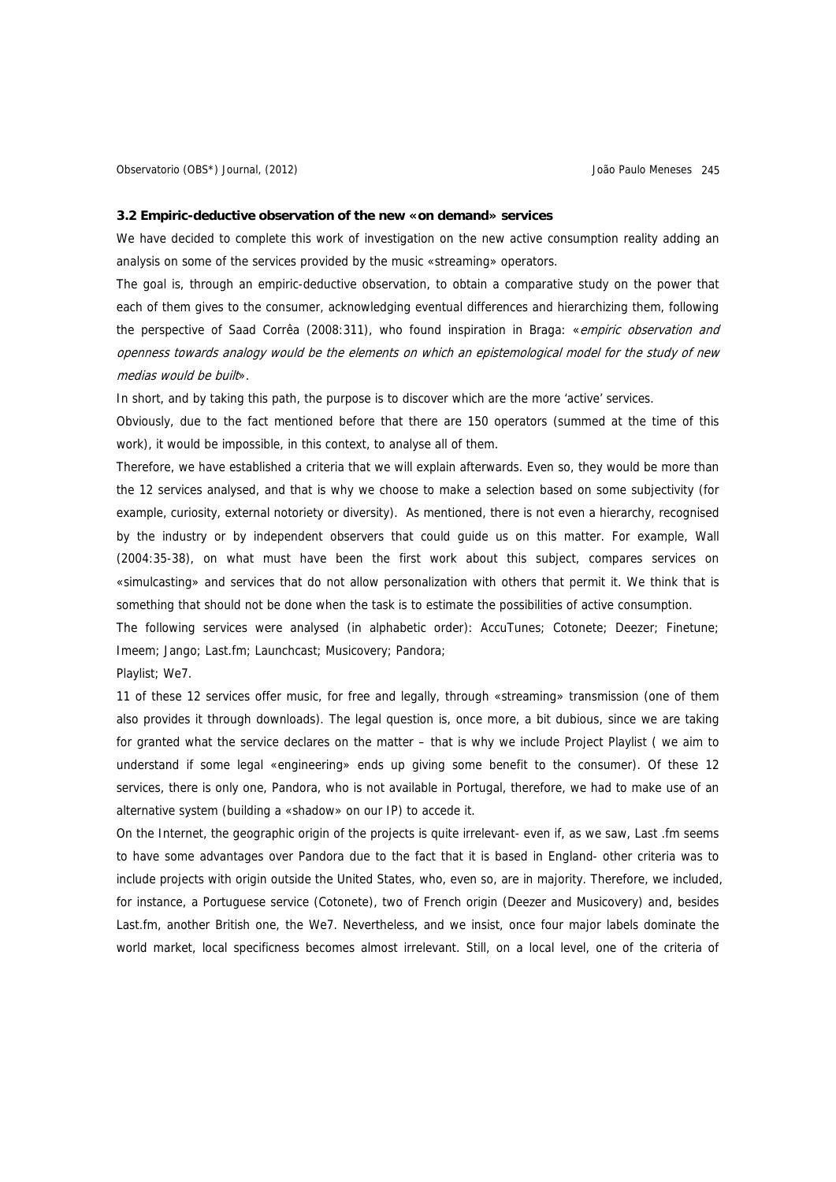**3.2 Empiric-deductive observation of the new «on demand» services**

We have decided to complete this work of investigation on the new active consumption reality adding an analysis on some of the services provided by the music «streaming» operators.

The goal is, through an empiric-deductive observation, to obtain a comparative study on the power that each of them gives to the consumer, acknowledging eventual differences and hierarchizing them, following the perspective of Saad Corrêa (2008:311), who found inspiration in Braga: «*empiric observation and openness towards analogy would be the elements on which an epistemological model for the study of new medias would be built*».

In short, and by taking this path, the purpose is to discover which are the more 'active' services.

Obviously, due to the fact mentioned before that there are 150 operators (summed at the time of this work), it would be impossible, in this context, to analyse all of them.

Therefore, we have established a criteria that we will explain afterwards. Even so, they would be more than the 12 services analysed, and that is why we choose to make a selection based on some subjectivity (for example, curiosity, external notoriety or diversity). As mentioned, there is not even a hierarchy, recognised by the industry or by independent observers that could guide us on this matter. For example, Wall (2004:35-38), on what must have been the first work about this subject, compares services on «simulcasting» and services that do not allow personalization with others that permit it. We think that is something that should not be done when the task is to estimate the possibilities of active consumption.

The following services were analysed (in alphabetic order): AccuTunes; Cotonete; Deezer; Finetune; Imeem; Jango; Last.fm; Launchcast; Musicovery; Pandora;

Playlist; We7.

11 of these 12 services offer music, for free and legally, through «streaming» transmission (one of them also provides it through downloads). The legal question is, once more, a bit dubious, since we are taking for granted what the service declares on the matter – that is why we include Project Playlist ( we aim to understand if some legal «engineering» ends up giving some benefit to the consumer). Of these 12 services, there is only one, Pandora, who is not available in Portugal, therefore, we had to make use of an alternative system (building a «shadow» on our IP) to accede it.

On the Internet, the geographic origin of the projects is quite irrelevant- even if, as we saw, Last .fm seems to have some advantages over Pandora due to the fact that it is based in England- other criteria was to include projects with origin outside the United States, who, even so, are in majority. Therefore, we included, for instance, a Portuguese service (Cotonete), two of French origin (Deezer and Musicovery) and, besides Last.fm, another British one, the We7. Nevertheless, and we insist, once four major labels dominate the world market, local specificness becomes almost irrelevant. Still, on a local level, one of the criteria of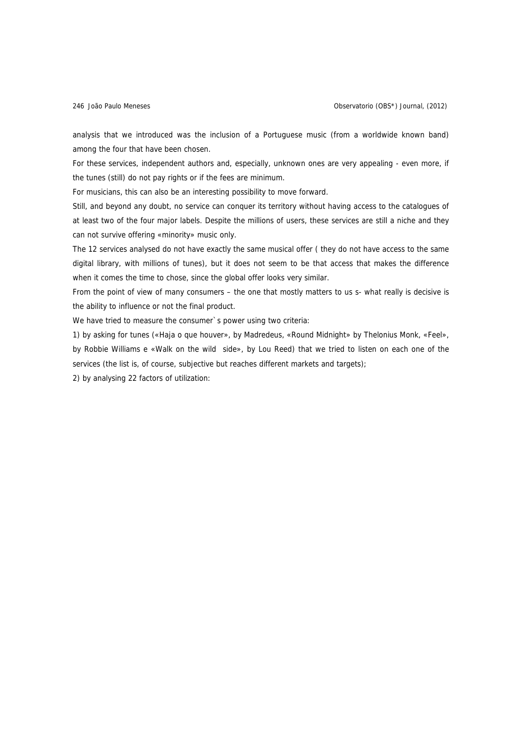analysis that we introduced was the inclusion of a Portuguese music (from a worldwide known band) among the four that have been chosen.

For these services, independent authors and, especially, unknown ones are very appealing - even more, if the tunes (still) do not pay rights or if the fees are minimum.

For musicians, this can also be an interesting possibility to move forward.

Still, and beyond any doubt, no service can conquer its territory without having access to the catalogues of at least two of the four major labels. Despite the millions of users, these services are still a niche and they can not survive offering «minority» music only.

The 12 services analysed do not have exactly the same musical offer ( they do not have access to the same digital library, with millions of tunes), but it does not seem to be that access that makes the difference when it comes the time to chose, since the global offer looks very similar.

From the point of view of many consumers – the one that mostly matters to us s- what really is decisive is the ability to influence or not the final product.

We have tried to measure the consumer`s power using two criteria:

1) by asking for tunes («Haja o que houver», by Madredeus, «Round Midnight» by Thelonius Monk, «Feel», by Robbie Williams e «Walk on the wild  side», by Lou Reed) that we tried to listen on each one of the services (the list is, of course, subjective but reaches different markets and targets);

2) by analysing 22 factors of utilization: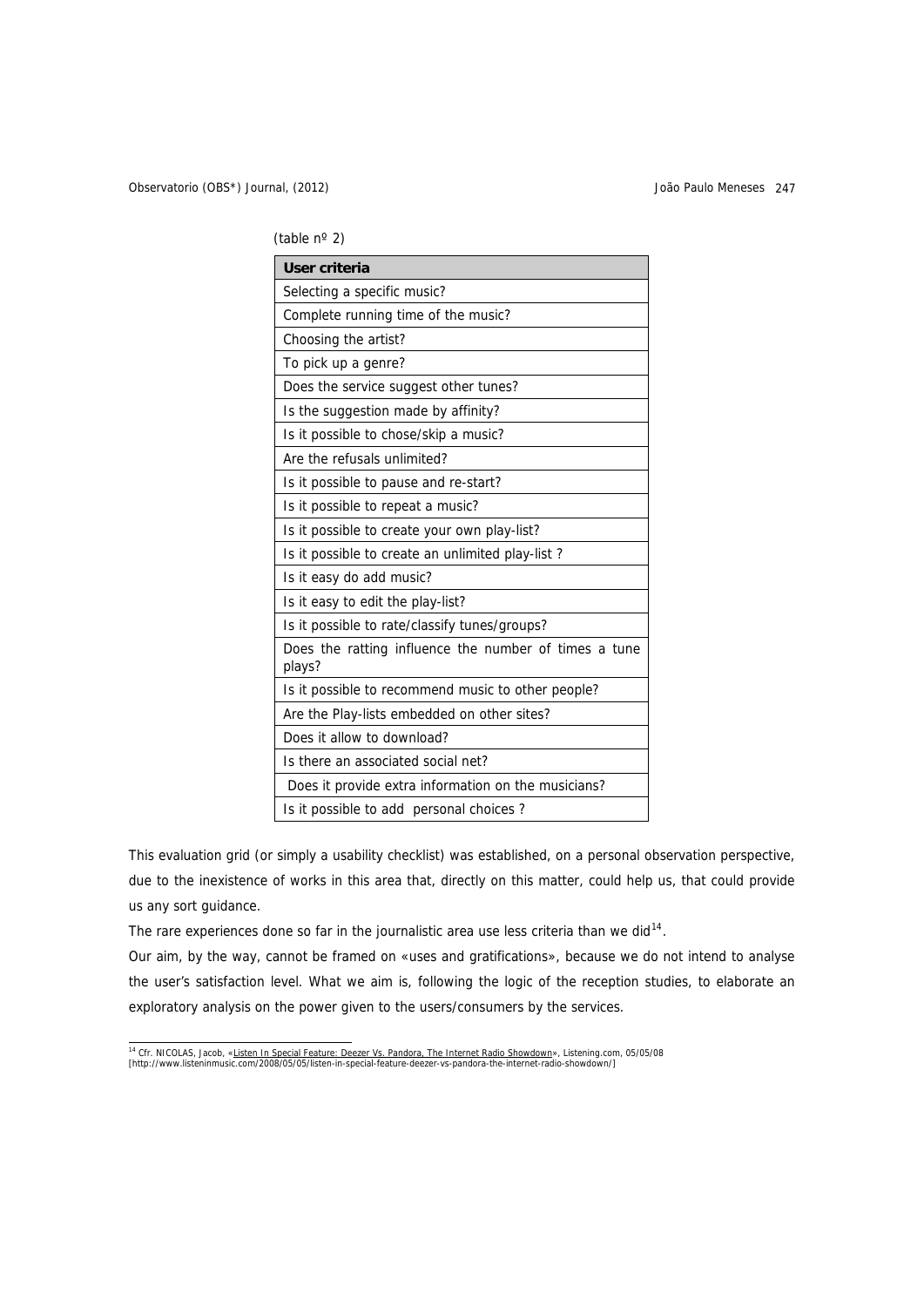(table nº 2)

| User criteria |
| --- |
| Selecting a specific music? |
| Complete running time of the music? |
| Choosing the artist? |
| To pick up a genre? |
| Does the service suggest other tunes? |
| Is the suggestion made by affinity? |
| Is it possible to chose/skip a music? |
| Are the refusals unlimited? |
| Is it possible to pause and re-start? |
| Is it possible to repeat a music? |
| Is it possible to create your own play-list? |
| Is it possible to create an unlimited play-list ? |
| Is it easy do add music? |
| Is it easy to edit the play-list? |
| Is it possible to rate/classify tunes/groups? |
| Does the ratting influence the number of times a tune plays? |
| Is it possible to recommend music to other people? |
| Are the Play-lists embedded on other sites? |
| Does it allow to download? |
| Is there an associated social net? |
| Does it provide extra information on the musicians? |
| Is it possible to add personal choices ? |

This evaluation grid (or simply a usability checklist) was established, on a personal observation perspective, due to the inexistence of works in this area that, directly on this matter, could help us, that could provide us any sort guidance.

The rare experiences done so far in the journalistic area use less criteria than we did[14].

Our aim, by the way, cannot be framed on «uses and gratifications», because we do not intend to analyse the user's satisfaction level. What we aim is, following the logic of the reception studies, to elaborate an exploratory analysis on the power given to the users/consumers by the services.

[14] Cfr. NICOLAS, Jacob, «Listen In Special Feature: Deezer Vs. Pandora, The Internet Radio Showdown», Listening.com, 05/05/08 [http://www.listeninmusic.com/2008/05/05/listen-in-special-feature-deezer-vs-pandora-the-internet-radio-showdown/]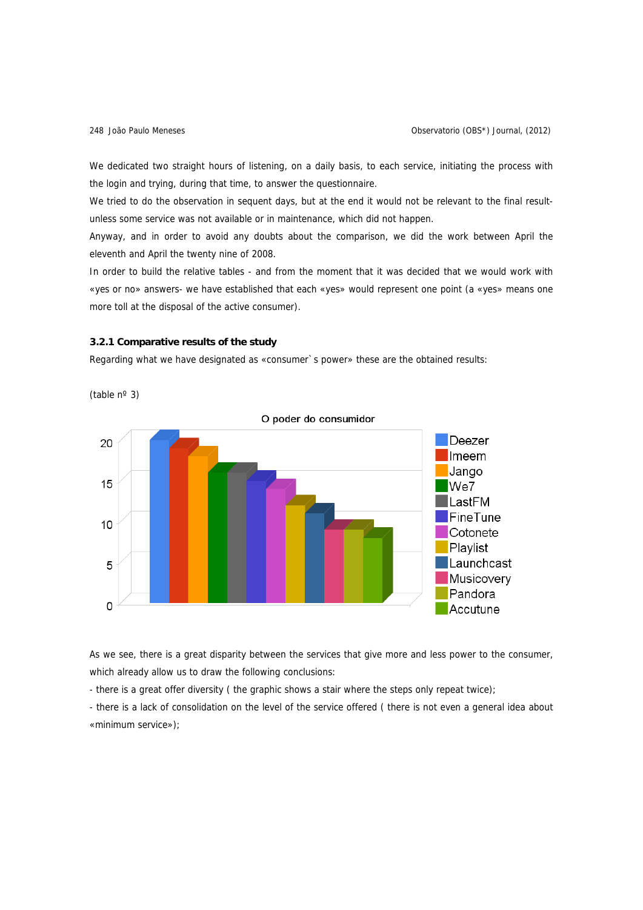We dedicated two straight hours of listening, on a daily basis, to each service, initiating the process with the login and trying, during that time, to answer the questionnaire.

We tried to do the observation in sequent days, but at the end it would not be relevant to the final result- unless some service was not available or in maintenance, which did not happen.

Anyway, and in order to avoid any doubts about the comparison, we did the work between April the eleventh and April the twenty nine of 2008.

In order to build the relative tables - and from the moment that it was decided that we would work with «yes or no» answers- we have established that each «yes» would represent one point (a «yes» means one more toll at the disposal of the active consumer).

### 3.2.1 Comparative results of the study

Regarding what we have designated as «consumer`s power» these are the obtained results:

(table nº 3)

O poder do consumidor

| Service | Score |
|---|---|
| Deezer | 20 |
| Imeem | 19 |
| Jango | 18 |
| We7 | 16 |
| LastFM | 16 |
| FineTune | 15 |
| Cotonete | 14 |
| Playlist | 12 |
| Launchcast | 11 |
| Musicovery | 9 |
| Pandora | 9 |
| Accutune | 8 |

As we see, there is a great disparity between the services that give more and less power to the consumer, which already allow us to draw the following conclusions:

- there is a great offer diversity ( the graphic shows a stair where the steps only repeat twice);
- there is a lack of consolidation on the level of the service offered ( there is not even a general idea about «minimum service»);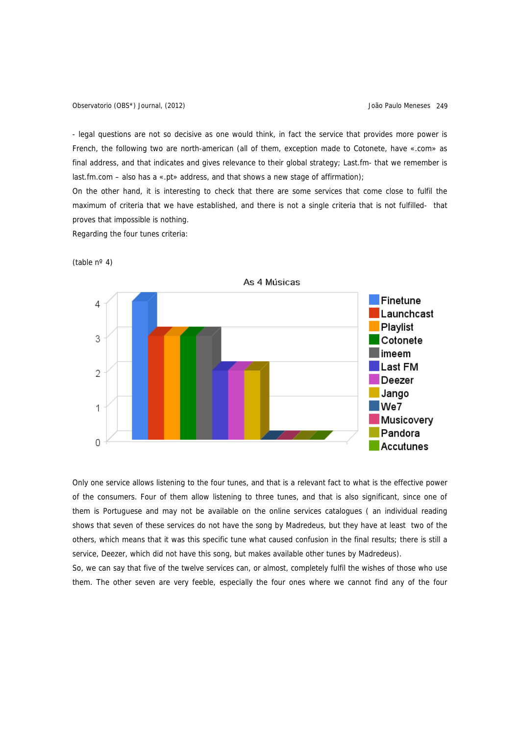- legal questions are not so decisive as one would think, in fact the service that provides more power is French, the following two are north-american (all of them, exception made to Cotonete, have «.com» as final address, and that indicates and gives relevance to their global strategy; Last.fm- that we remember is last.fm.com – also has a «.pt» address, and that shows a new stage of affirmation);

On the other hand, it is interesting to check that there are some services that come close to fulfil the maximum of criteria that we have established, and there is not a single criteria that is not fulfilled- that proves that impossible is nothing.

Regarding the four tunes criteria:

(table nº 4)

Only one service allows listening to the four tunes, and that is a relevant fact to what is the effective power of the consumers. Four of them allow listening to three tunes, and that is also significant, since one of them is Portuguese and may not be available on the online services catalogues ( an individual reading shows that seven of these services do not have the song by Madredeus, but they have at least two of the others, which means that it was this specific tune what caused confusion in the final results; there is still a service, Deezer, which did not have this song, but makes available other tunes by Madredeus).

So, we can say that five of the twelve services can, or almost, completely fulfil the wishes of those who use them. The other seven are very feeble, especially the four ones where we cannot find any of the four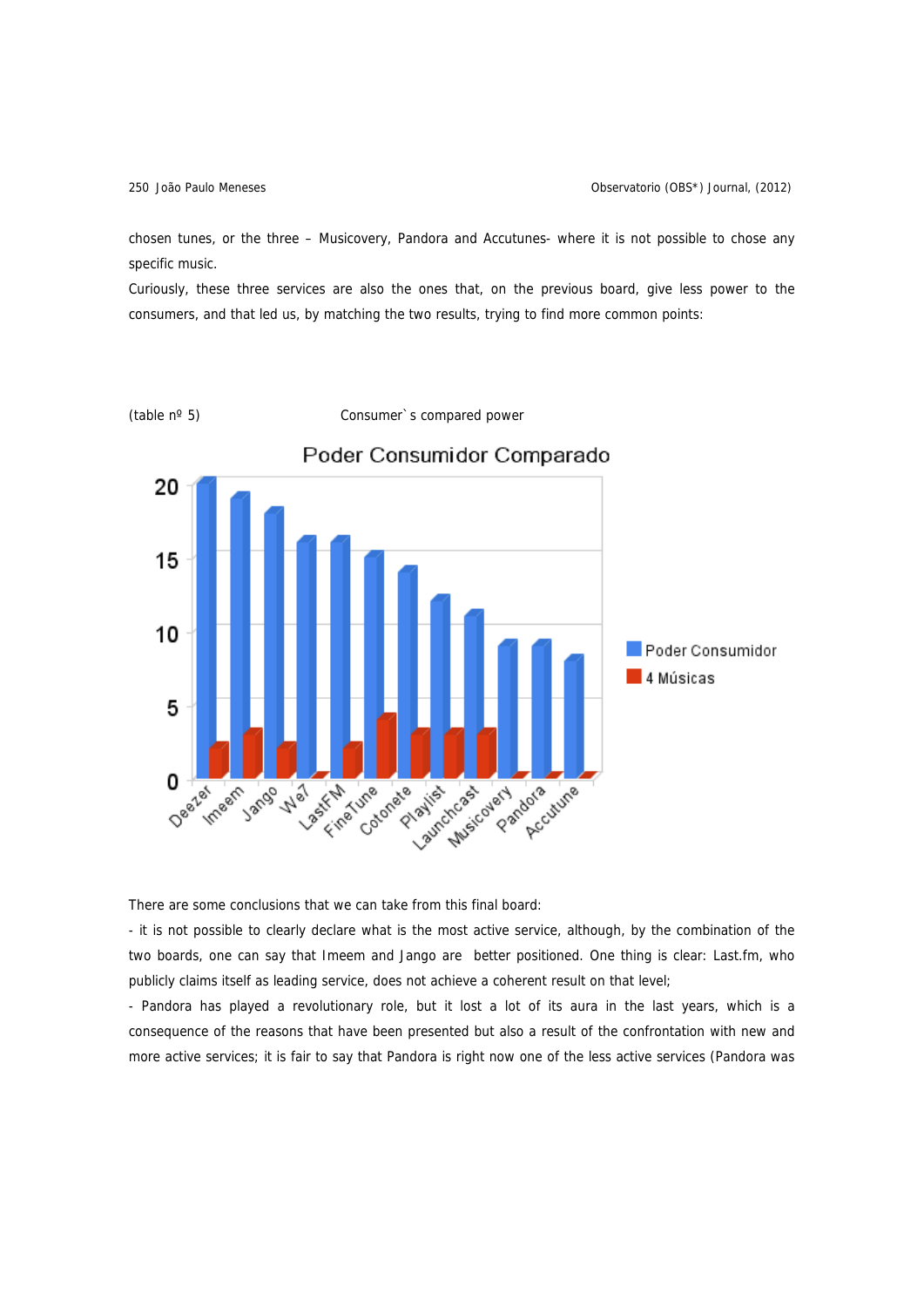chosen tunes, or the three – Musicovery, Pandora and Accutunes- where it is not possible to chose any specific music.

Curiously, these three services are also the ones that, on the previous board, give less power to the consumers, and that led us, by matching the two results, trying to find more common points:

(table nº 5) Consumer`s compared power

**Poder Consumidor Comparado**

| Service | Poder Consumidor | 4 Músicas |
|---|---|---|
| Deezer | 20 | 2 |
| Imeem | 19 | 3 |
| Jango | 18 | 2 |
| We7 | 16 | 0 |
| LastFM | 16 | 2 |
| FineTune | 15 | 4 |
| Cotonete | 14 | 3 |
| Playlist | 12 | 3 |
| Launchcast | 11 | 3 |
| Musicovery | 9 | 0 |
| Pandora | 9 | 0 |
| Accutune | 8 | 0 |

There are some conclusions that we can take from this final board:

- it is not possible to clearly declare what is the most active service, although, by the combination of the two boards, one can say that Imeem and Jango are better positioned. One thing is clear: Last.fm, who publicly claims itself as leading service, does not achieve a coherent result on that level;

- Pandora has played a revolutionary role, but it lost a lot of its aura in the last years, which is a consequence of the reasons that have been presented but also a result of the confrontation with new and more active services; it is fair to say that Pandora is right now one of the less active services (Pandora was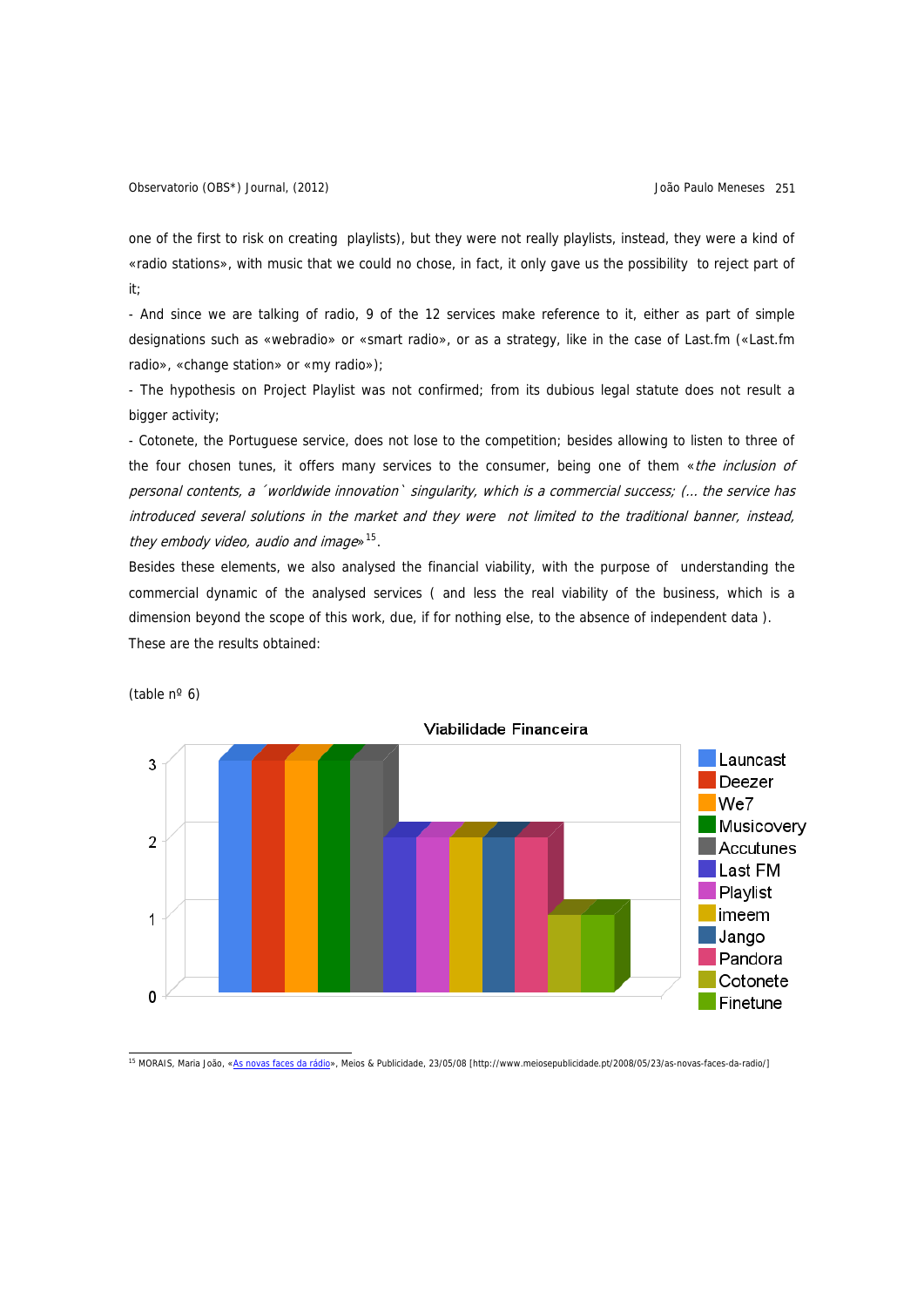one of the first to risk on creating playlists), but they were not really playlists, instead, they were a kind of «radio stations», with music that we could no chose, in fact, it only gave us the possibility to reject part of it;

- And since we are talking of radio, 9 of the 12 services make reference to it, either as part of simple designations such as «webradio» or «smart radio», or as a strategy, like in the case of Last.fm («Last.fm radio», «change station» or «my radio»);
- The hypothesis on Project Playlist was not confirmed; from its dubious legal statute does not result a bigger activity;
- Cotonete, the Portuguese service, does not lose to the competition; besides allowing to listen to three of the four chosen tunes, it offers many services to the consumer, being one of them «*the inclusion of personal contents, a ´worldwide innovation` singularity, which is a commercial success; (… the service has introduced several solutions in the market and they were not limited to the traditional banner, instead, they embody video, audio and image*»[15].

Besides these elements, we also analysed the financial viability, with the purpose of understanding the commercial dynamic of the analysed services ( and less the real viability of the business, which is a dimension beyond the scope of this work, due, if for nothing else, to the absence of independent data ).

These are the results obtained:

(table nº 6)

**Viabilidade Financeira**

| Service | Value |
|---|---|
| Launcast | 3 |
| Deezer | 3 |
| We7 | 3 |
| Musicovery | 3 |
| Accutunes | 3 |
| Last FM | 2 |
| Playlist | 2 |
| imeem | 2 |
| Jango | 2 |
| Pandora | 2 |
| Cotonete | 1 |
| Finetune | 1 |

---

[15] MORAIS, Maria João, «As novas faces da rádio», Meios & Publicidade, 23/05/08 [http://www.meiosepublicidade.pt/2008/05/23/as-novas-faces-da-radio/]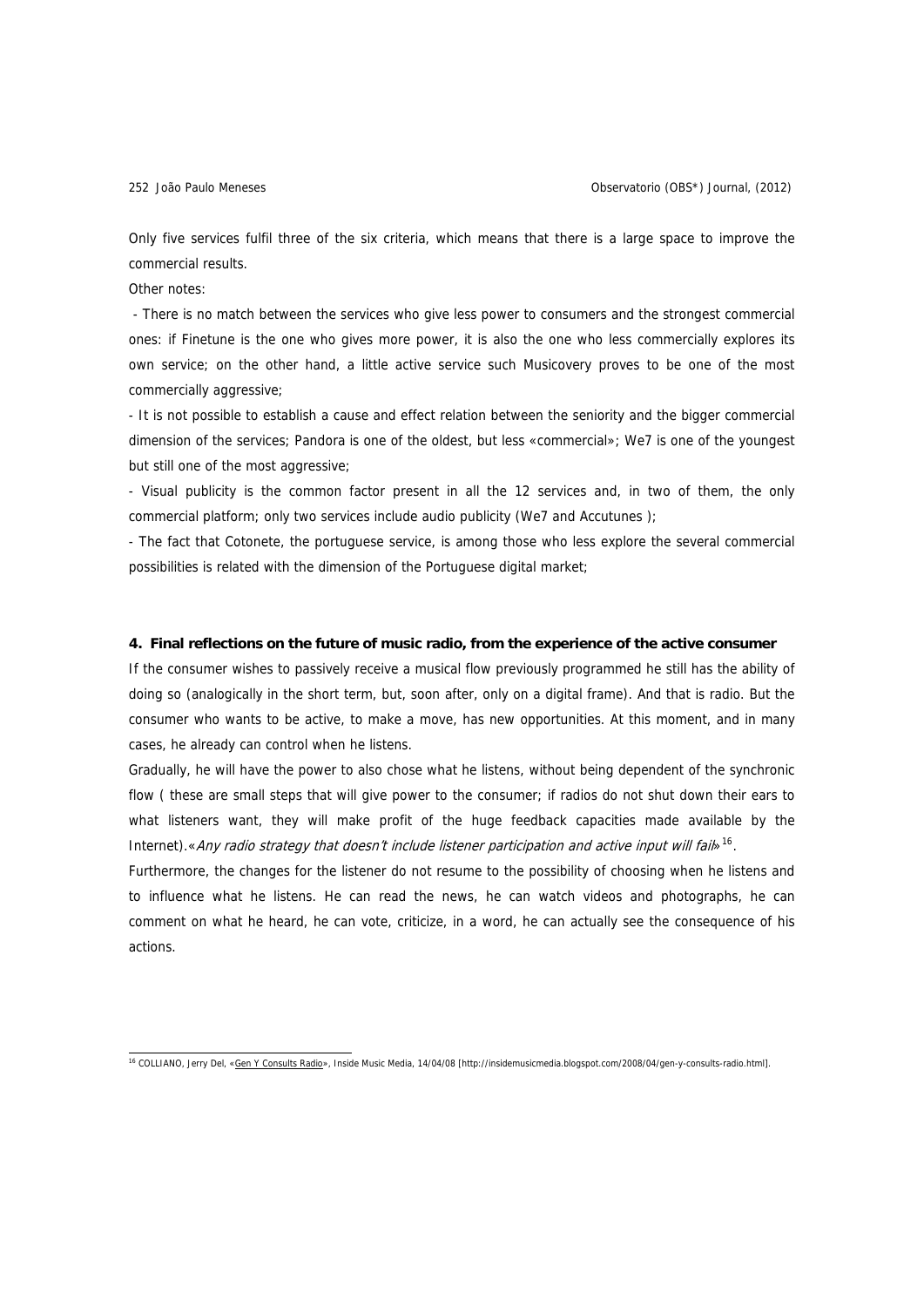Only five services fulfil three of the six criteria, which means that there is a large space to improve the commercial results.

Other notes:

- There is no match between the services who give less power to consumers and the strongest commercial ones: if Finetune is the one who gives more power, it is also the one who less commercially explores its own service; on the other hand, a little active service such Musicovery proves to be one of the most commercially aggressive;
- It is not possible to establish a cause and effect relation between the seniority and the bigger commercial dimension of the services; Pandora is one of the oldest, but less «commercial»; We7 is one of the youngest but still one of the most aggressive;
- Visual publicity is the common factor present in all the 12 services and, in two of them, the only commercial platform; only two services include audio publicity (We7 and Accutunes );
- The fact that Cotonete, the portuguese service, is among those who less explore the several commercial possibilities is related with the dimension of the Portuguese digital market;

## 4. Final reflections on the future of music radio, from the experience of the active consumer

If the consumer wishes to passively receive a musical flow previously programmed he still has the ability of doing so (analogically in the short term, but, soon after, only on a digital frame). And that is radio. But the consumer who wants to be active, to make a move, has new opportunities. At this moment, and in many cases, he already can control when he listens.

Gradually, he will have the power to also chose what he listens, without being dependent of the synchronic flow ( these are small steps that will give power to the consumer; if radios do not shut down their ears to what listeners want, they will make profit of the huge feedback capacities made available by the Internet).«*Any radio strategy that doesn't include listener participation and active input will fail*»[16].

Furthermore, the changes for the listener do not resume to the possibility of choosing when he listens and to influence what he listens. He can read the news, he can watch videos and photographs, he can comment on what he heard, he can vote, criticize, in a word, he can actually see the consequence of his actions.

[16] COLLIANO, Jerry Del, «Gen Y Consults Radio», Inside Music Media, 14/04/08 [http://insidemusicmedia.blogspot.com/2008/04/gen-y-consults-radio.html].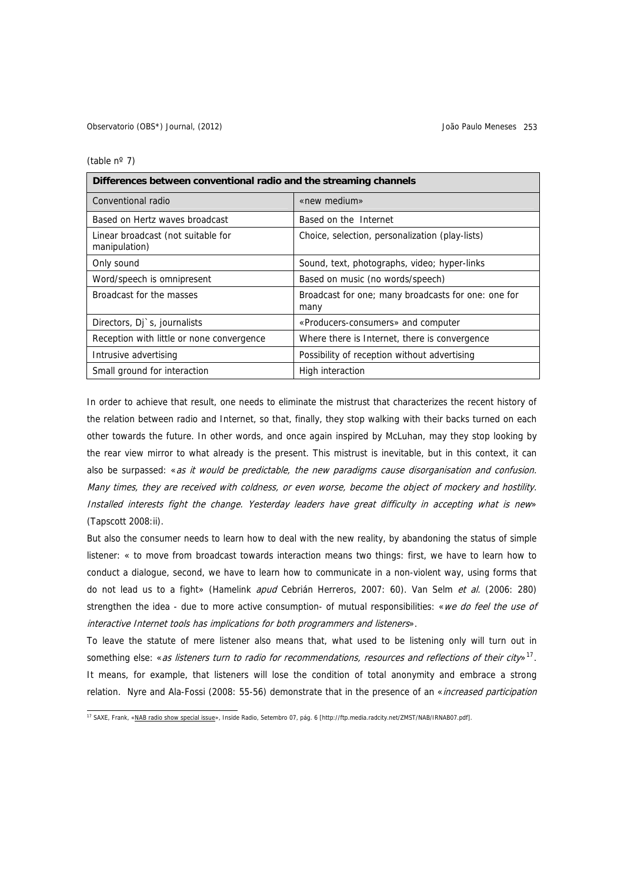(table nº 7)

| Differences between conventional radio and the streaming channels | |
|---|---|
| Conventional radio | «new medium» |
| Based on Hertz waves broadcast | Based on the Internet |
| Linear broadcast (not suitable for manipulation) | Choice, selection, personalization (play-lists) |
| Only sound | Sound, text, photographs, video; hyper-links |
| Word/speech is omnipresent | Based on music (no words/speech) |
| Broadcast for the masses | Broadcast for one; many broadcasts for one: one for many |
| Directors, Dj`s, journalists | «Producers-consumers» and computer |
| Reception with little or none convergence | Where there is Internet, there is convergence |
| Intrusive advertising | Possibility of reception without advertising |
| Small ground for interaction | High interaction |

In order to achieve that result, one needs to eliminate the mistrust that characterizes the recent history of the relation between radio and Internet, so that, finally, they stop walking with their backs turned on each other towards the future. In other words, and once again inspired by McLuhan, may they stop looking by the rear view mirror to what already is the present. This mistrust is inevitable, but in this context, it can also be surpassed: «*as it would be predictable, the new paradigms cause disorganisation and confusion. Many times, they are received with coldness, or even worse, become the object of mockery and hostility. Installed interests fight the change. Yesterday leaders have great difficulty in accepting what is new*» (Tapscott 2008:ii).

But also the consumer needs to learn how to deal with the new reality, by abandoning the status of simple listener: « to move from broadcast towards interaction means two things: first, we have to learn how to conduct a dialogue, second, we have to learn how to communicate in a non-violent way, using forms that do not lead us to a fight» (Hamelink *apud* Cebrián Herreros, 2007: 60). Van Selm *et al.* (2006: 280) strengthen the idea - due to more active consumption- of mutual responsibilities: «*we do feel the use of interactive Internet tools has implications for both programmers and listeners*».

To leave the statute of mere listener also means that, what used to be listening only will turn out in something else: «*as listeners turn to radio for recommendations, resources and reflections of their city*»[17]. It means, for example, that listeners will lose the condition of total anonymity and embrace a strong relation. Nyre and Ala-Fossi (2008: 55-56) demonstrate that in the presence of an «*increased participation*

[17] SAXE, Frank, «NAB radio show special issue», Inside Radio, Setembro 07, pág. 6 [http://ftp.media.radcity.net/ZMST/NAB/IRNAB07.pdf].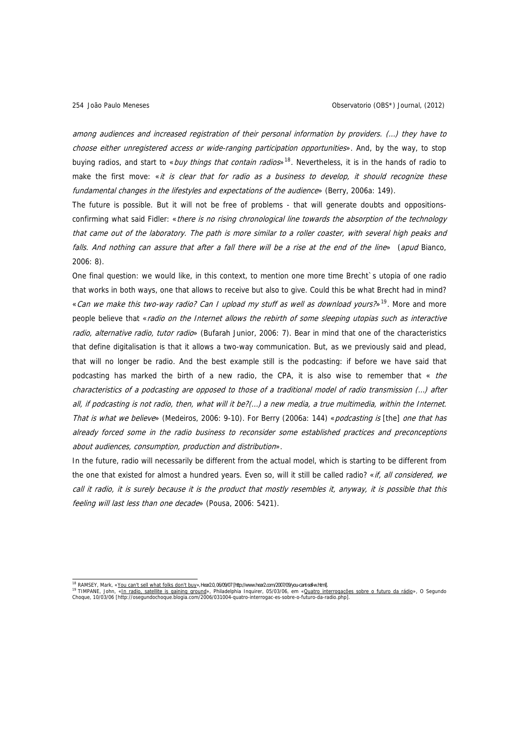*among audiences and increased registration of their personal information by providers. (...) they have to choose either unregistered access or wide-ranging participation opportunities*». And, by the way, to stop buying radios, and start to «*buy things that contain radios*»[18]. Nevertheless, it is in the hands of radio to make the first move: «*it is clear that for radio as a business to develop, it should recognize these fundamental changes in the lifestyles and expectations of the audience*» (Berry, 2006a: 149).

The future is possible. But it will not be free of problems - that will generate doubts and oppositions- confirming what said Fidler: «*there is no rising chronological line towards the absorption of the technology that came out of the laboratory. The path is more similar to a roller coaster, with several high peaks and falls. And nothing can assure that after a fall there will be a rise at the end of the line*» (*apud* Bianco, 2006: 8).

One final question: we would like, in this context, to mention one more time Brecht`s utopia of one radio that works in both ways, one that allows to receive but also to give. Could this be what Brecht had in mind? «*Can we make this two-way radio? Can I upload my stuff as well as download yours?*»[19]. More and more people believe that «*radio on the Internet allows the rebirth of some sleeping utopias such as interactive radio, alternative radio, tutor radio*» (Bufarah Junior, 2006: 7). Bear in mind that one of the characteristics that define digitalisation is that it allows a two-way communication. But, as we previously said and plead, that will no longer be radio. And the best example still is the podcasting: if before we have said that podcasting has marked the birth of a new radio, the CPA, it is also wise to remember that « *the characteristics of a podcasting are opposed to those of a traditional model of radio transmission (...) after all, if podcasting is not radio, then, what will it be?(...) a new media, a true multimedia, within the Internet. That is what we believe*» (Medeiros, 2006: 9-10). For Berry (2006a: 144) «*podcasting is* [the] *one that has already forced some in the radio business to reconsider some established practices and preconceptions about audiences, consumption, production and distribution*».

In the future, radio will necessarily be different from the actual model, which is starting to be different from the one that existed for almost a hundred years. Even so, will it still be called radio? «*if, all considered, we call it radio, it is surely because it is the product that mostly resembles it, anyway, it is possible that this feeling will last less than one decade*» (Pousa, 2006: 5421).

---

[18] RAMSEY, Mark, «You can't sell what folks don't buy», Hear2.0, 06/09/07 [http://www.hear2.com/2007/09/you-cant-sell-w.html].

[19] TIMPANE, John, «In radio, satellite is gaining ground», Philadelphia Inquirer, 05/03/06, em «Quatro interrogações sobre o futuro da rádio», O Segundo Choque, 10/03/06 [http://osegundochoque.blogia.com/2006/031004-quatro-interrogac-es-sobre-o-futuro-da-radio.php].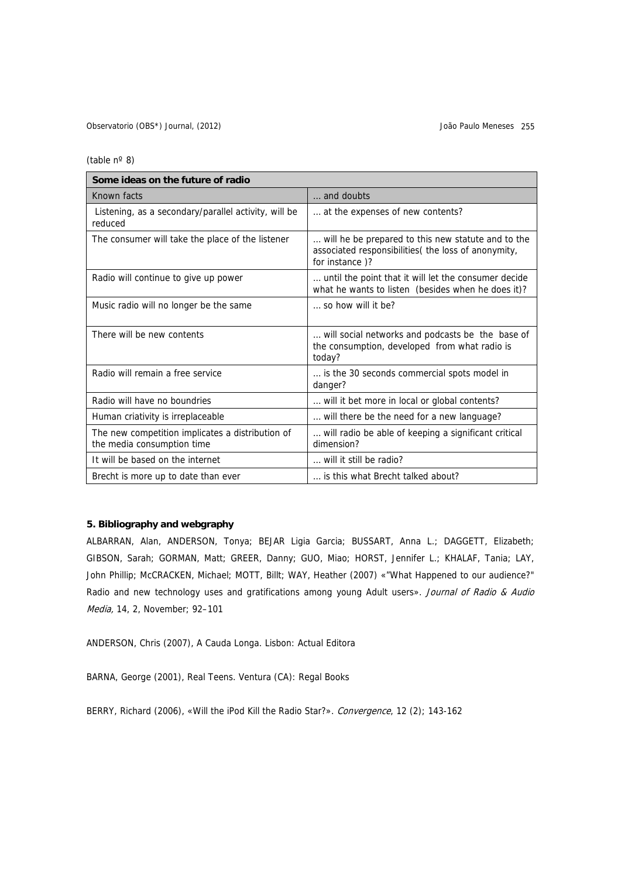(table nº 8)

| Some ideas on the future of radio | |
|---|---|
| Known facts | ... and doubts |
| Listening, as a secondary/parallel activity, will be reduced | ... at the expenses of new contents? |
| The consumer will take the place of the listener | ... will he be prepared to this new statute and to the associated responsibilities( the loss of anonymity, for instance )? |
| Radio will continue to give up power | ... until the point that it will let the consumer decide what he wants to listen (besides when he does it)? |
| Music radio will no longer be the same | ... so how will it be? |
| There will be new contents | ... will social networks and podcasts be the base of the consumption, developed from what radio is today? |
| Radio will remain a free service | ... is the 30 seconds commercial spots model in danger? |
| Radio will have no boundries | ... will it bet more in local or global contents? |
| Human criativity is irreplaceable | ... will there be the need for a new language? |
| The new competition implicates a distribution of the media consumption time | ... will radio be able of keeping a significant critical dimension? |
| It will be based on the internet | ... will it still be radio? |
| Brecht is more up to date than ever | ... is this what Brecht talked about? |

## 5. Bibliography and webgraphy

ALBARRAN, Alan, ANDERSON, Tonya; BEJAR Ligia Garcia; BUSSART, Anna L.; DAGGETT, Elizabeth; GIBSON, Sarah; GORMAN, Matt; GREER, Danny; GUO, Miao; HORST, Jennifer L.; KHALAF, Tania; LAY, John Phillip; McCRACKEN, Michael; MOTT, Billt; WAY, Heather (2007) «"What Happened to our audience?" Radio and new technology uses and gratifications among young Adult users». *Journal of Radio & Audio Media,* 14, 2, November; 92–101

ANDERSON, Chris (2007), A Cauda Longa. Lisbon: Actual Editora

BARNA, George (2001), Real Teens. Ventura (CA): Regal Books

BERRY, Richard (2006), «Will the iPod Kill the Radio Star?». *Convergence*, 12 (2); 143-162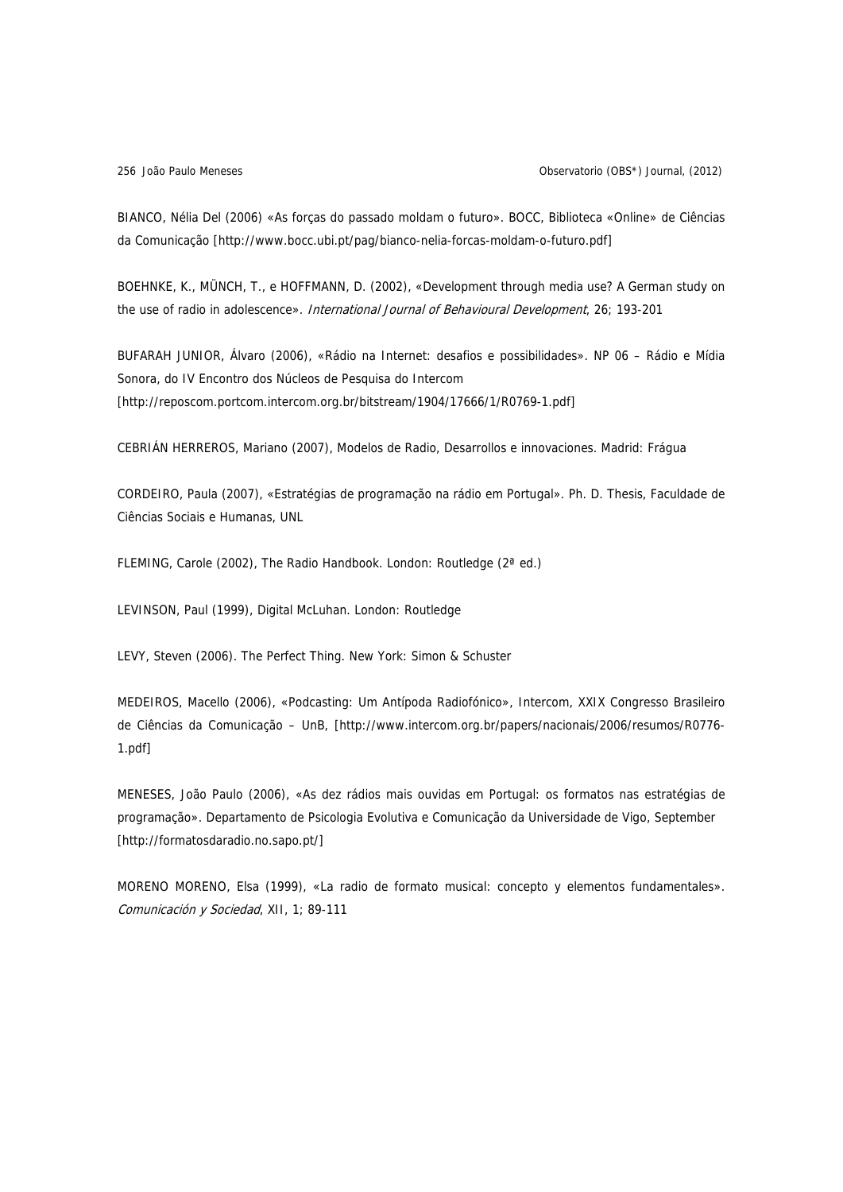BIANCO, Nélia Del (2006) «As forças do passado moldam o futuro». BOCC, Biblioteca «Online» de Ciências da Comunicação [http://www.bocc.ubi.pt/pag/bianco-nelia-forcas-moldam-o-futuro.pdf]

BOEHNKE, K., MÜNCH, T., e HOFFMANN, D. (2002), «Development through media use? A German study on the use of radio in adolescence». *International Journal of Behavioural Development*, 26; 193-201

BUFARAH JUNIOR, Álvaro (2006), «Rádio na Internet: desafios e possibilidades». NP 06 – Rádio e Mídia Sonora, do IV Encontro dos Núcleos de Pesquisa do Intercom [http://reposcom.portcom.intercom.org.br/bitstream/1904/17666/1/R0769-1.pdf]

CEBRIÁN HERREROS, Mariano (2007), Modelos de Radio, Desarrollos e innovaciones. Madrid: Frágua

CORDEIRO, Paula (2007), «Estratégias de programação na rádio em Portugal». Ph. D. Thesis, Faculdade de Ciências Sociais e Humanas, UNL

FLEMING, Carole (2002), The Radio Handbook. London: Routledge (2ª ed.)

LEVINSON, Paul (1999), Digital McLuhan. London: Routledge

LEVY, Steven (2006). The Perfect Thing. New York: Simon & Schuster

MEDEIROS, Macello (2006), «Podcasting: Um Antípoda Radiofónico», Intercom, XXIX Congresso Brasileiro de Ciências da Comunicação – UnB, [http://www.intercom.org.br/papers/nacionais/2006/resumos/R0776-1.pdf]

MENESES, João Paulo (2006), «As dez rádios mais ouvidas em Portugal: os formatos nas estratégias de programação». Departamento de Psicologia Evolutiva e Comunicação da Universidade de Vigo, September [http://formatosdaradio.no.sapo.pt/]

MORENO MORENO, Elsa (1999), «La radio de formato musical: concepto y elementos fundamentales». *Comunicación y Sociedad*, XII, 1; 89-111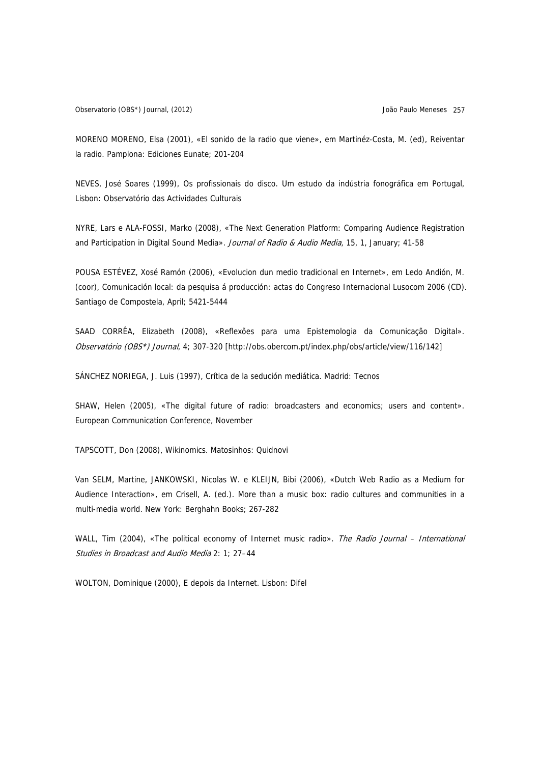MORENO MORENO, Elsa (2001), «El sonido de la radio que viene», em Martinéz-Costa, M. (ed), Reiventar la radio. Pamplona: Ediciones Eunate; 201-204

NEVES, José Soares (1999), Os profissionais do disco. Um estudo da indústria fonográfica em Portugal, Lisbon: Observatório das Actividades Culturais

NYRE, Lars e ALA-FOSSI, Marko (2008), «The Next Generation Platform: Comparing Audience Registration and Participation in Digital Sound Media». *Journal of Radio & Audio Media*, 15, 1, January; 41-58

POUSA ESTÉVEZ, Xosé Ramón (2006), «Evolucion dun medio tradicional en Internet», em Ledo Andión, M. (coor), Comunicación local: da pesquisa á producción: actas do Congreso Internacional Lusocom 2006 (CD). Santiago de Compostela, April; 5421-5444

SAAD CORRÊA, Elizabeth (2008), «Reflexões para uma Epistemologia da Comunicação Digital». *Observatório (OBS*) Journal*, 4; 307-320 [http://obs.obercom.pt/index.php/obs/article/view/116/142]

SÁNCHEZ NORIEGA, J. Luis (1997), Crítica de la sedución mediática. Madrid: Tecnos

SHAW, Helen (2005), «The digital future of radio: broadcasters and economics; users and content». European Communication Conference, November

TAPSCOTT, Don (2008), Wikinomics. Matosinhos: Quidnovi

Van SELM, Martine, JANKOWSKI, Nicolas W. e KLEIJN, Bibi (2006), «Dutch Web Radio as a Medium for Audience Interaction», em Crisell, A. (ed.). More than a music box: radio cultures and communities in a multi-media world. New York: Berghahn Books; 267-282

WALL, Tim (2004), «The political economy of Internet music radio». *The Radio Journal – International Studies in Broadcast and Audio Media* 2: 1; 27–44

WOLTON, Dominique (2000), E depois da Internet. Lisbon: Difel